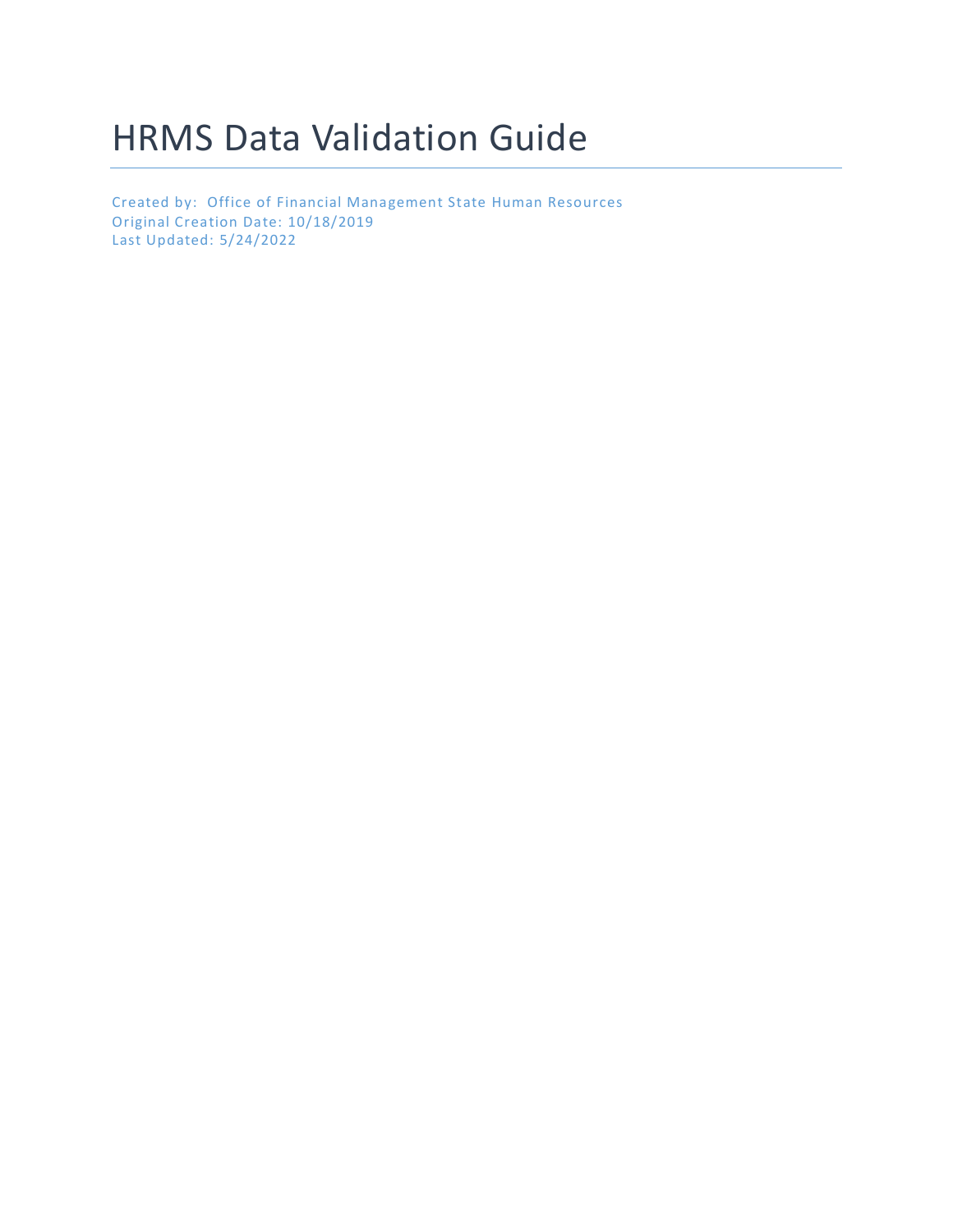# HRMS Data Validation Guide

Created by: Office of Financial Management State Human Resources
Original Creation Date: 10/18/2019
Last Updated: 5/24/2022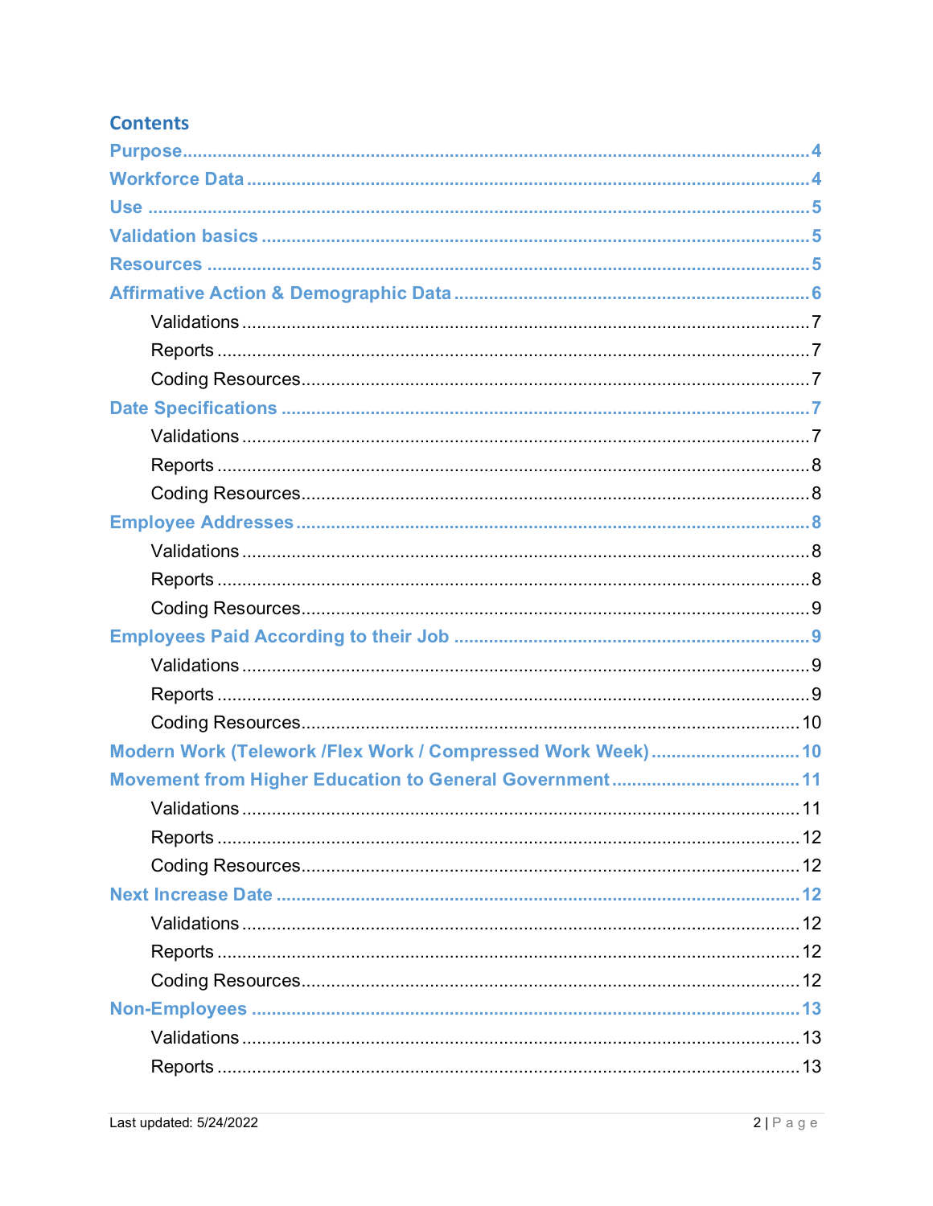## Contents

- Purpose ... 4
- Workforce Data ... 4
- Use ... 5
- Validation basics ... 5
- Resources ... 5
- Affirmative Action & Demographic Data ... 6
  - Validations ... 7
  - Reports ... 7
  - Coding Resources ... 7
- Date Specifications ... 7
  - Validations ... 7
  - Reports ... 8
  - Coding Resources ... 8
- Employee Addresses ... 8
  - Validations ... 8
  - Reports ... 8
  - Coding Resources ... 9
- Employees Paid According to their Job ... 9
  - Validations ... 9
  - Reports ... 9
  - Coding Resources ... 10
- Modern Work (Telework /Flex Work / Compressed Work Week) ... 10
- Movement from Higher Education to General Government ... 11
  - Validations ... 11
  - Reports ... 12
  - Coding Resources ... 12
- Next Increase Date ... 12
  - Validations ... 12
  - Reports ... 12
  - Coding Resources ... 12
- Non-Employees ... 13
  - Validations ... 13
  - Reports ... 13

Last updated: 5/24/2022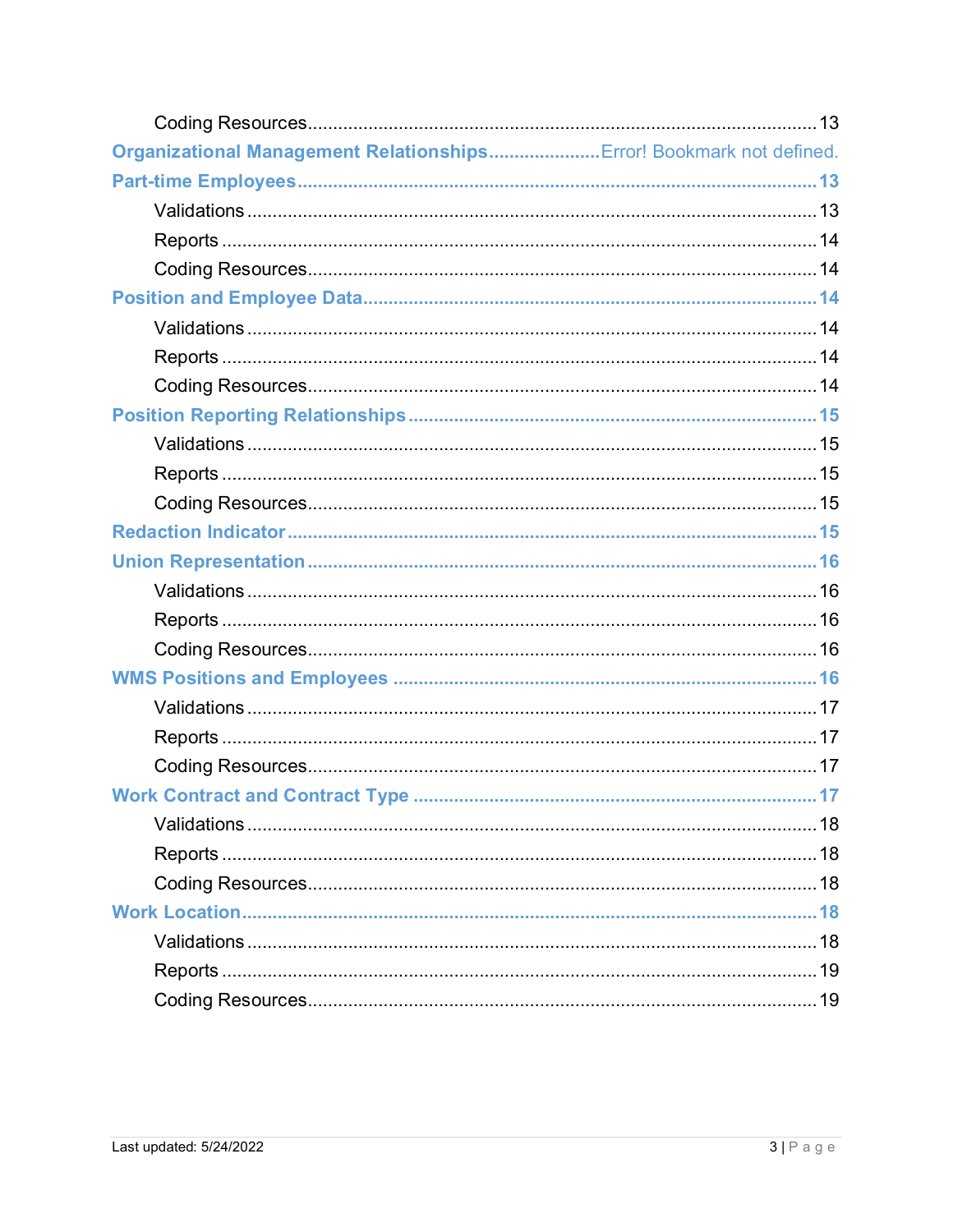Coding Resources ........................................................................................ 13

**Organizational Management Relationships** ..................... Error! Bookmark not defined.

**Part-time Employees** ........................................................................................ **13**

Validations ........................................................................................ 13

Reports ........................................................................................ 14

Coding Resources ........................................................................................ 14

**Position and Employee Data** ........................................................................................ **14**

Validations ........................................................................................ 14

Reports ........................................................................................ 14

Coding Resources ........................................................................................ 14

**Position Reporting Relationships** ........................................................................................ **15**

Validations ........................................................................................ 15

Reports ........................................................................................ 15

Coding Resources ........................................................................................ 15

**Redaction Indicator** ........................................................................................ **15**

**Union Representation** ........................................................................................ **16**

Validations ........................................................................................ 16

Reports ........................................................................................ 16

Coding Resources ........................................................................................ 16

**WMS Positions and Employees** ........................................................................................ **16**

Validations ........................................................................................ 17

Reports ........................................................................................ 17

Coding Resources ........................................................................................ 17

**Work Contract and Contract Type** ........................................................................................ **17**

Validations ........................................................................................ 18

Reports ........................................................................................ 18

Coding Resources ........................................................................................ 18

**Work Location** ........................................................................................ **18**

Validations ........................................................................................ 18

Reports ........................................................................................ 19

Coding Resources ........................................................................................ 19

Last updated: 5/24/2022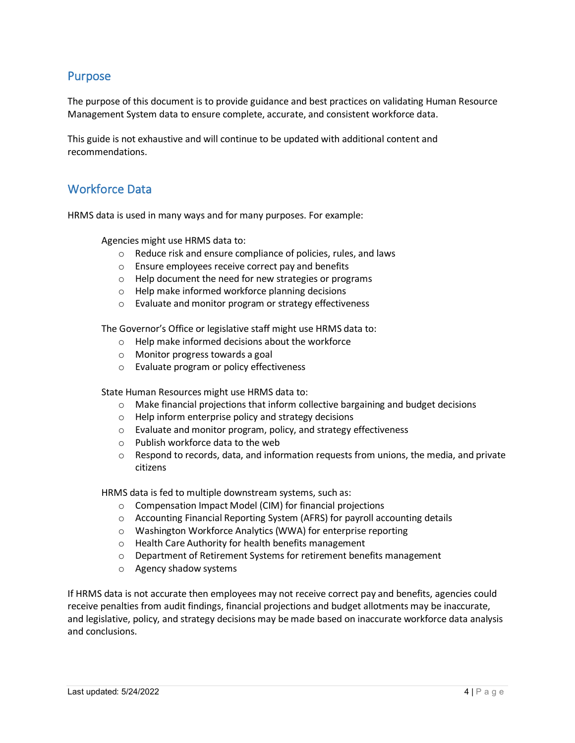## Purpose

The purpose of this document is to provide guidance and best practices on validating Human Resource Management System data to ensure complete, accurate, and consistent workforce data.

This guide is not exhaustive and will continue to be updated with additional content and recommendations.

## Workforce Data

HRMS data is used in many ways and for many purposes. For example:

Agencies might use HRMS data to:

- Reduce risk and ensure compliance of policies, rules, and laws
- Ensure employees receive correct pay and benefits
- Help document the need for new strategies or programs
- Help make informed workforce planning decisions
- Evaluate and monitor program or strategy effectiveness

The Governor's Office or legislative staff might use HRMS data to:

- Help make informed decisions about the workforce
- Monitor progress towards a goal
- Evaluate program or policy effectiveness

State Human Resources might use HRMS data to:

- Make financial projections that inform collective bargaining and budget decisions
- Help inform enterprise policy and strategy decisions
- Evaluate and monitor program, policy, and strategy effectiveness
- Publish workforce data to the web
- Respond to records, data, and information requests from unions, the media, and private citizens

HRMS data is fed to multiple downstream systems, such as:

- Compensation Impact Model (CIM) for financial projections
- Accounting Financial Reporting System (AFRS) for payroll accounting details
- Washington Workforce Analytics (WWA) for enterprise reporting
- Health Care Authority for health benefits management
- Department of Retirement Systems for retirement benefits management
- Agency shadow systems

If HRMS data is not accurate then employees may not receive correct pay and benefits, agencies could receive penalties from audit findings, financial projections and budget allotments may be inaccurate, and legislative, policy, and strategy decisions may be made based on inaccurate workforce data analysis and conclusions.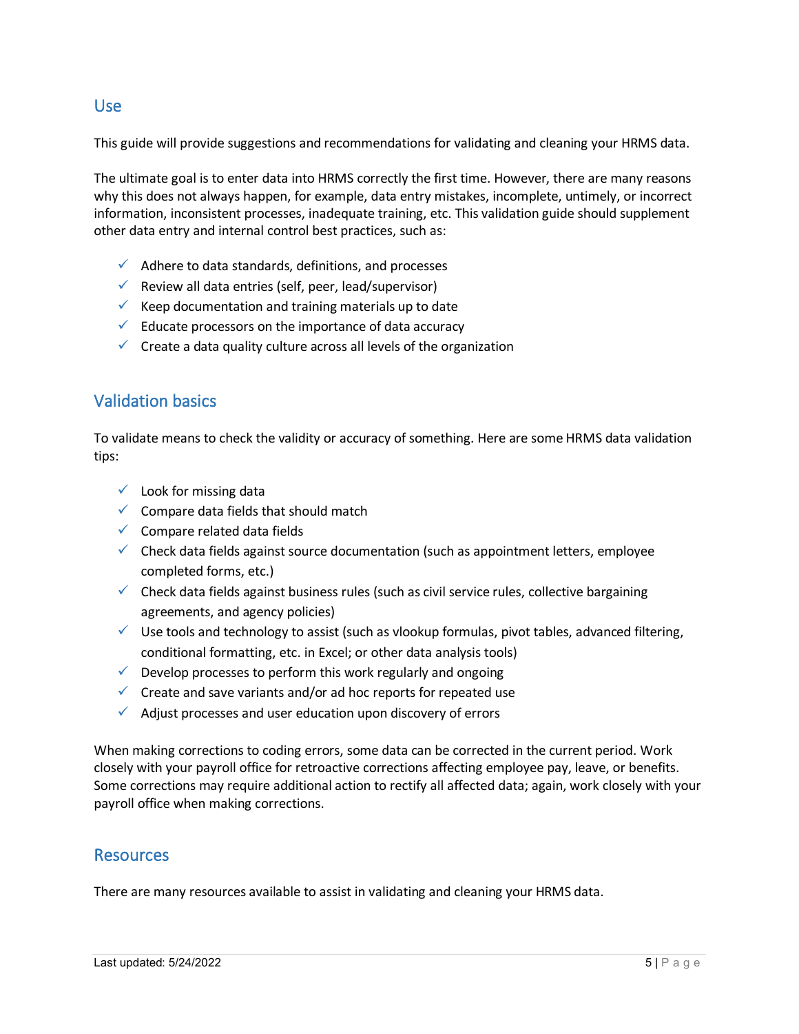## Use

This guide will provide suggestions and recommendations for validating and cleaning your HRMS data.

The ultimate goal is to enter data into HRMS correctly the first time. However, there are many reasons why this does not always happen, for example, data entry mistakes, incomplete, untimely, or incorrect information, inconsistent processes, inadequate training, etc. This validation guide should supplement other data entry and internal control best practices, such as:

- ✓ Adhere to data standards, definitions, and processes
- ✓ Review all data entries (self, peer, lead/supervisor)
- ✓ Keep documentation and training materials up to date
- ✓ Educate processors on the importance of data accuracy
- ✓ Create a data quality culture across all levels of the organization

## Validation basics

To validate means to check the validity or accuracy of something. Here are some HRMS data validation tips:

- ✓ Look for missing data
- ✓ Compare data fields that should match
- ✓ Compare related data fields
- ✓ Check data fields against source documentation (such as appointment letters, employee completed forms, etc.)
- ✓ Check data fields against business rules (such as civil service rules, collective bargaining agreements, and agency policies)
- ✓ Use tools and technology to assist (such as vlookup formulas, pivot tables, advanced filtering, conditional formatting, etc. in Excel; or other data analysis tools)
- ✓ Develop processes to perform this work regularly and ongoing
- ✓ Create and save variants and/or ad hoc reports for repeated use
- ✓ Adjust processes and user education upon discovery of errors

When making corrections to coding errors, some data can be corrected in the current period. Work closely with your payroll office for retroactive corrections affecting employee pay, leave, or benefits. Some corrections may require additional action to rectify all affected data; again, work closely with your payroll office when making corrections.

## Resources

There are many resources available to assist in validating and cleaning your HRMS data.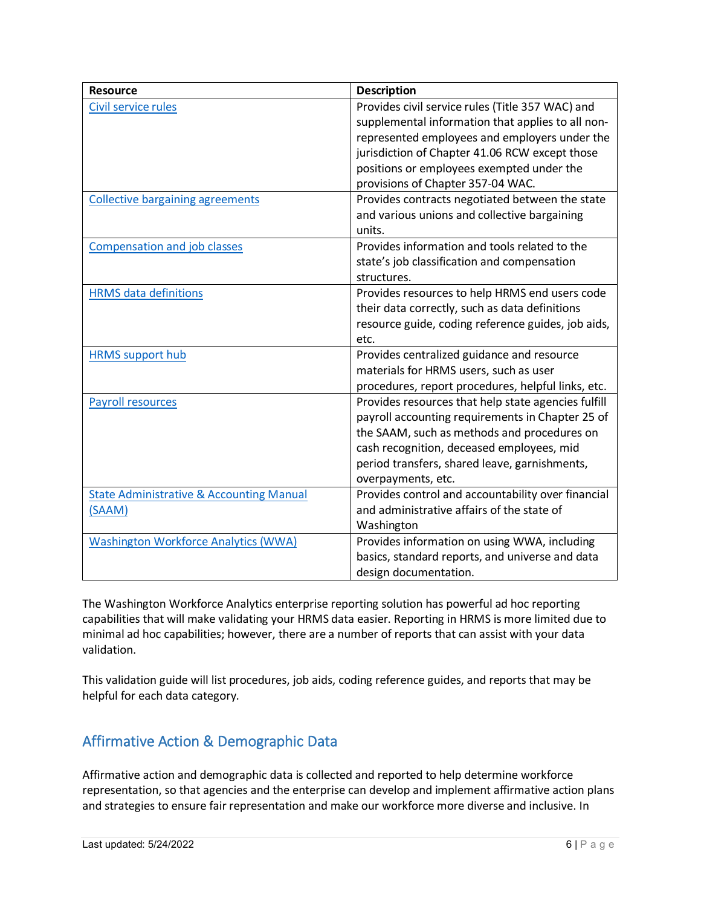| Resource | Description |
|---|---|
| Civil service rules | Provides civil service rules (Title 357 WAC) and supplemental information that applies to all non-represented employees and employers under the jurisdiction of Chapter 41.06 RCW except those positions or employees exempted under the provisions of Chapter 357-04 WAC. |
| Collective bargaining agreements | Provides contracts negotiated between the state and various unions and collective bargaining units. |
| Compensation and job classes | Provides information and tools related to the state's job classification and compensation structures. |
| HRMS data definitions | Provides resources to help HRMS end users code their data correctly, such as data definitions resource guide, coding reference guides, job aids, etc. |
| HRMS support hub | Provides centralized guidance and resource materials for HRMS users, such as user procedures, report procedures, helpful links, etc. |
| Payroll resources | Provides resources that help state agencies fulfill payroll accounting requirements in Chapter 25 of the SAAM, such as methods and procedures on cash recognition, deceased employees, mid period transfers, shared leave, garnishments, overpayments, etc. |
| State Administrative & Accounting Manual (SAAM) | Provides control and accountability over financial and administrative affairs of the state of Washington |
| Washington Workforce Analytics (WWA) | Provides information on using WWA, including basics, standard reports, and universe and data design documentation. |

The Washington Workforce Analytics enterprise reporting solution has powerful ad hoc reporting capabilities that will make validating your HRMS data easier. Reporting in HRMS is more limited due to minimal ad hoc capabilities; however, there are a number of reports that can assist with your data validation.

This validation guide will list procedures, job aids, coding reference guides, and reports that may be helpful for each data category.

## Affirmative Action & Demographic Data

Affirmative action and demographic data is collected and reported to help determine workforce representation, so that agencies and the enterprise can develop and implement affirmative action plans and strategies to ensure fair representation and make our workforce more diverse and inclusive. In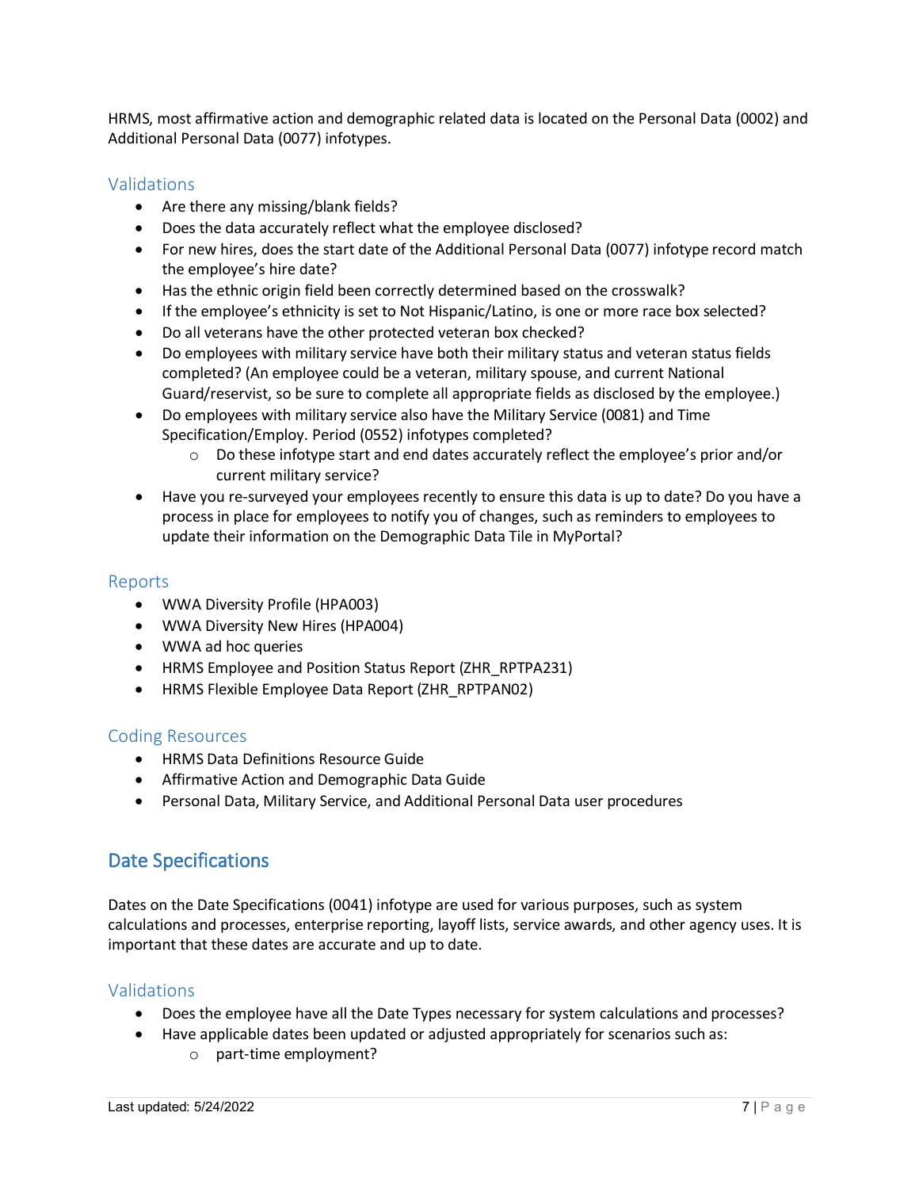HRMS, most affirmative action and demographic related data is located on the Personal Data (0002) and Additional Personal Data (0077) infotypes.

### Validations

- Are there any missing/blank fields?
- Does the data accurately reflect what the employee disclosed?
- For new hires, does the start date of the Additional Personal Data (0077) infotype record match the employee's hire date?
- Has the ethnic origin field been correctly determined based on the crosswalk?
- If the employee's ethnicity is set to Not Hispanic/Latino, is one or more race box selected?
- Do all veterans have the other protected veteran box checked?
- Do employees with military service have both their military status and veteran status fields completed? (An employee could be a veteran, military spouse, and current National Guard/reservist, so be sure to complete all appropriate fields as disclosed by the employee.)
- Do employees with military service also have the Military Service (0081) and Time Specification/Employ. Period (0552) infotypes completed?
  - Do these infotype start and end dates accurately reflect the employee's prior and/or current military service?
- Have you re-surveyed your employees recently to ensure this data is up to date? Do you have a process in place for employees to notify you of changes, such as reminders to employees to update their information on the Demographic Data Tile in MyPortal?

### Reports

- WWA Diversity Profile (HPA003)
- WWA Diversity New Hires (HPA004)
- WWA ad hoc queries
- HRMS Employee and Position Status Report (ZHR_RPTPA231)
- HRMS Flexible Employee Data Report (ZHR_RPTPAN02)

### Coding Resources

- HRMS Data Definitions Resource Guide
- Affirmative Action and Demographic Data Guide
- Personal Data, Military Service, and Additional Personal Data user procedures

## Date Specifications

Dates on the Date Specifications (0041) infotype are used for various purposes, such as system calculations and processes, enterprise reporting, layoff lists, service awards, and other agency uses. It is important that these dates are accurate and up to date.

### Validations

- Does the employee have all the Date Types necessary for system calculations and processes?
- Have applicable dates been updated or adjusted appropriately for scenarios such as:
  - part-time employment?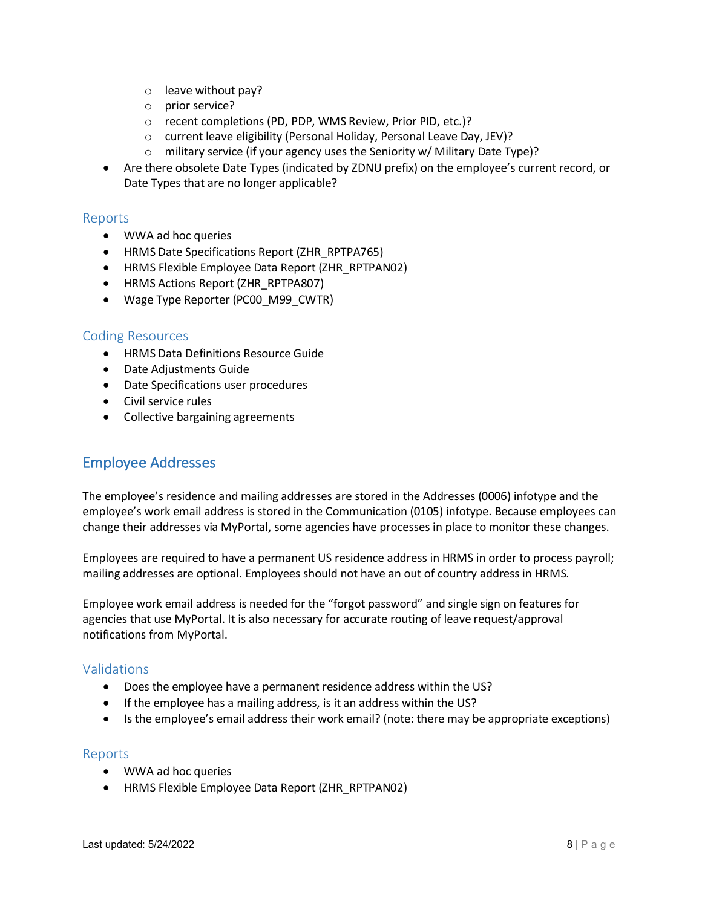- leave without pay?
    - prior service?
    - recent completions (PD, PDP, WMS Review, Prior PID, etc.)?
    - current leave eligibility (Personal Holiday, Personal Leave Day, JEV)?
    - military service (if your agency uses the Seniority w/ Military Date Type)?
- Are there obsolete Date Types (indicated by ZDNU prefix) on the employee's current record, or Date Types that are no longer applicable?

### Reports

- WWA ad hoc queries
- HRMS Date Specifications Report (ZHR_RPTPA765)
- HRMS Flexible Employee Data Report (ZHR_RPTPAN02)
- HRMS Actions Report (ZHR_RPTPA807)
- Wage Type Reporter (PC00_M99_CWTR)

### Coding Resources

- HRMS Data Definitions Resource Guide
- Date Adjustments Guide
- Date Specifications user procedures
- Civil service rules
- Collective bargaining agreements

## Employee Addresses

The employee's residence and mailing addresses are stored in the Addresses (0006) infotype and the employee's work email address is stored in the Communication (0105) infotype. Because employees can change their addresses via MyPortal, some agencies have processes in place to monitor these changes.

Employees are required to have a permanent US residence address in HRMS in order to process payroll; mailing addresses are optional. Employees should not have an out of country address in HRMS.

Employee work email address is needed for the "forgot password" and single sign on features for agencies that use MyPortal. It is also necessary for accurate routing of leave request/approval notifications from MyPortal.

### Validations

- Does the employee have a permanent residence address within the US?
- If the employee has a mailing address, is it an address within the US?
- Is the employee's email address their work email? (note: there may be appropriate exceptions)

### Reports

- WWA ad hoc queries
- HRMS Flexible Employee Data Report (ZHR_RPTPAN02)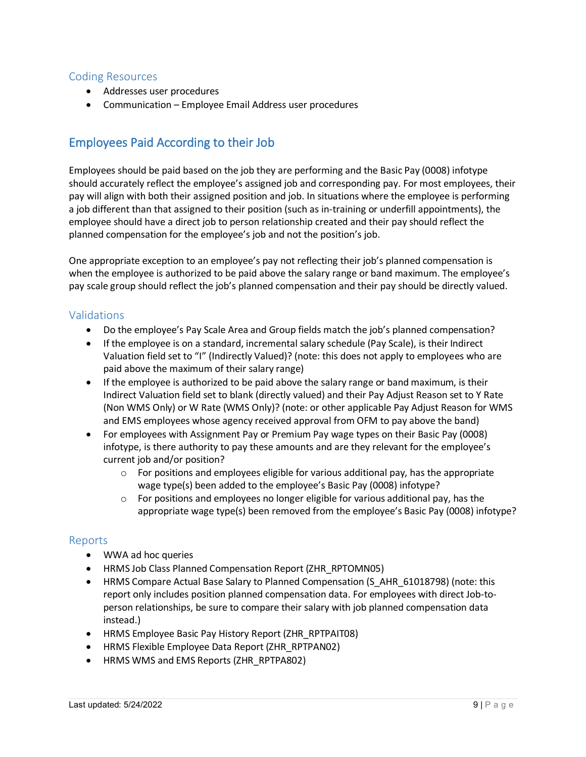### Coding Resources

- Addresses user procedures
- Communication – Employee Email Address user procedures

## Employees Paid According to their Job

Employees should be paid based on the job they are performing and the Basic Pay (0008) infotype should accurately reflect the employee's assigned job and corresponding pay. For most employees, their pay will align with both their assigned position and job. In situations where the employee is performing a job different than that assigned to their position (such as in-training or underfill appointments), the employee should have a direct job to person relationship created and their pay should reflect the planned compensation for the employee's job and not the position's job.

One appropriate exception to an employee's pay not reflecting their job's planned compensation is when the employee is authorized to be paid above the salary range or band maximum. The employee's pay scale group should reflect the job's planned compensation and their pay should be directly valued.

### Validations

- Do the employee's Pay Scale Area and Group fields match the job's planned compensation?
- If the employee is on a standard, incremental salary schedule (Pay Scale), is their Indirect Valuation field set to "I" (Indirectly Valued)? (note: this does not apply to employees who are paid above the maximum of their salary range)
- If the employee is authorized to be paid above the salary range or band maximum, is their Indirect Valuation field set to blank (directly valued) and their Pay Adjust Reason set to Y Rate (Non WMS Only) or W Rate (WMS Only)? (note: or other applicable Pay Adjust Reason for WMS and EMS employees whose agency received approval from OFM to pay above the band)
- For employees with Assignment Pay or Premium Pay wage types on their Basic Pay (0008) infotype, is there authority to pay these amounts and are they relevant for the employee's current job and/or position?
  - For positions and employees eligible for various additional pay, has the appropriate wage type(s) been added to the employee's Basic Pay (0008) infotype?
  - For positions and employees no longer eligible for various additional pay, has the appropriate wage type(s) been removed from the employee's Basic Pay (0008) infotype?

### Reports

- WWA ad hoc queries
- HRMS Job Class Planned Compensation Report (ZHR_RPTOMN05)
- HRMS Compare Actual Base Salary to Planned Compensation (S_AHR_61018798) (note: this report only includes position planned compensation data. For employees with direct Job-to-person relationships, be sure to compare their salary with job planned compensation data instead.)
- HRMS Employee Basic Pay History Report (ZHR_RPTPAIT08)
- HRMS Flexible Employee Data Report (ZHR_RPTPAN02)
- HRMS WMS and EMS Reports (ZHR_RPTPA802)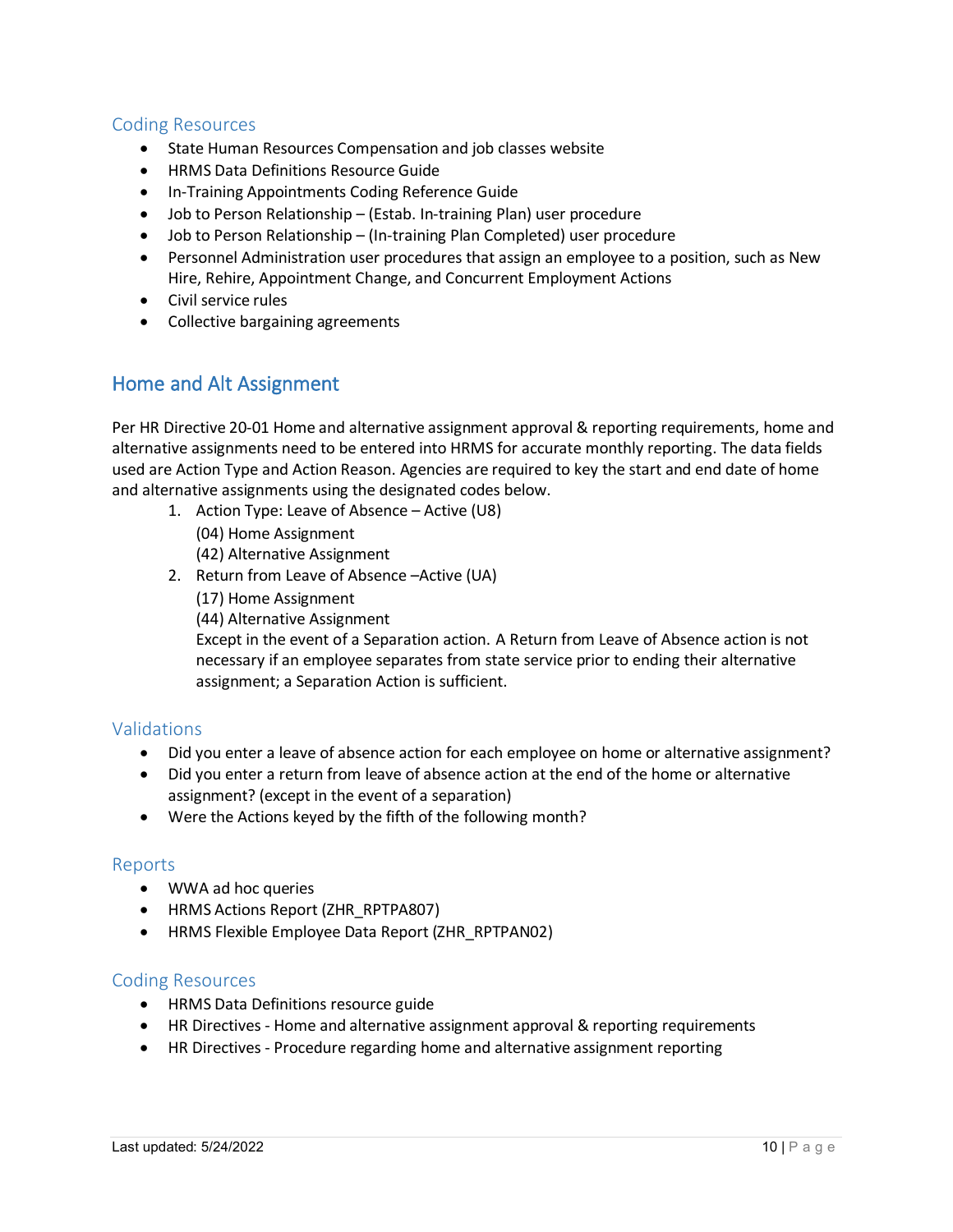### Coding Resources

- State Human Resources Compensation and job classes website
- HRMS Data Definitions Resource Guide
- In-Training Appointments Coding Reference Guide
- Job to Person Relationship – (Estab. In-training Plan) user procedure
- Job to Person Relationship – (In-training Plan Completed) user procedure
- Personnel Administration user procedures that assign an employee to a position, such as New Hire, Rehire, Appointment Change, and Concurrent Employment Actions
- Civil service rules
- Collective bargaining agreements

## Home and Alt Assignment

Per HR Directive 20-01 Home and alternative assignment approval & reporting requirements, home and alternative assignments need to be entered into HRMS for accurate monthly reporting. The data fields used are Action Type and Action Reason. Agencies are required to key the start and end date of home and alternative assignments using the designated codes below.

1. Action Type: Leave of Absence – Active (U8)
   (04) Home Assignment
   (42) Alternative Assignment
2. Return from Leave of Absence –Active (UA)
   (17) Home Assignment
   (44) Alternative Assignment
   Except in the event of a Separation action. A Return from Leave of Absence action is not necessary if an employee separates from state service prior to ending their alternative assignment; a Separation Action is sufficient.

### Validations

- Did you enter a leave of absence action for each employee on home or alternative assignment?
- Did you enter a return from leave of absence action at the end of the home or alternative assignment? (except in the event of a separation)
- Were the Actions keyed by the fifth of the following month?

### Reports

- WWA ad hoc queries
- HRMS Actions Report (ZHR_RPTPA807)
- HRMS Flexible Employee Data Report (ZHR_RPTPAN02)

### Coding Resources

- HRMS Data Definitions resource guide
- HR Directives - Home and alternative assignment approval & reporting requirements
- HR Directives - Procedure regarding home and alternative assignment reporting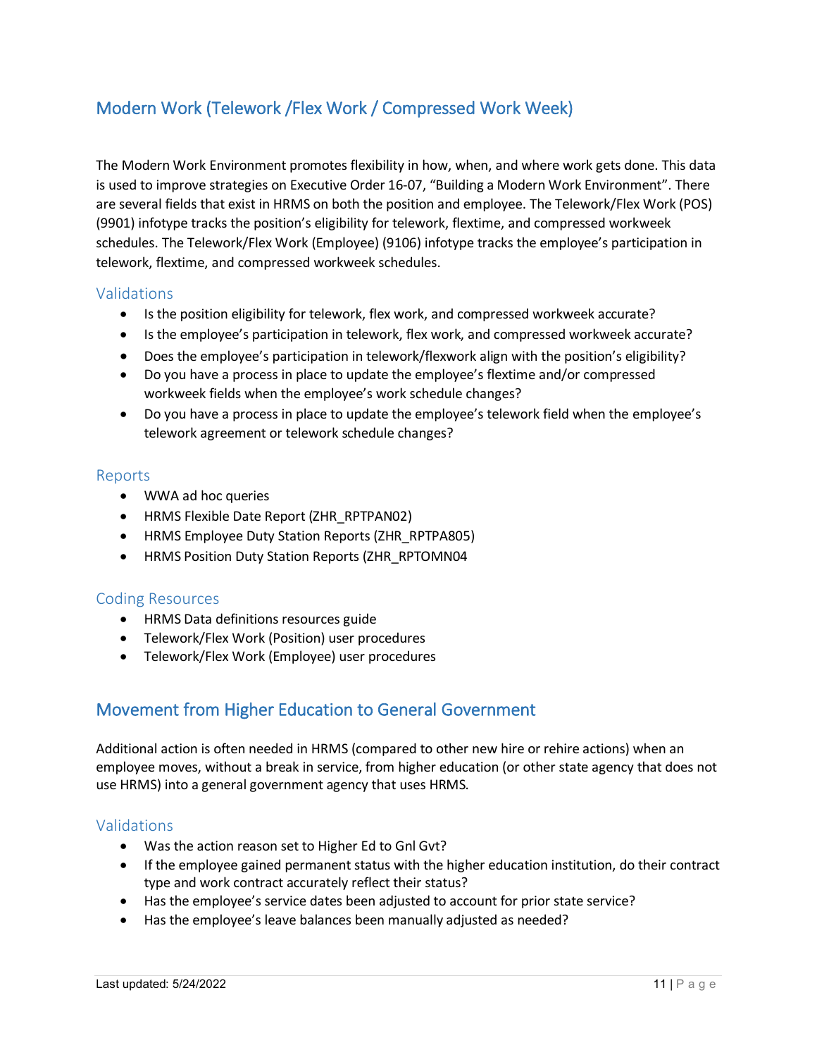## Modern Work (Telework /Flex Work / Compressed Work Week)

The Modern Work Environment promotes flexibility in how, when, and where work gets done. This data is used to improve strategies on Executive Order 16-07, "Building a Modern Work Environment". There are several fields that exist in HRMS on both the position and employee. The Telework/Flex Work (POS) (9901) infotype tracks the position's eligibility for telework, flextime, and compressed workweek schedules. The Telework/Flex Work (Employee) (9106) infotype tracks the employee's participation in telework, flextime, and compressed workweek schedules.

### Validations

- Is the position eligibility for telework, flex work, and compressed workweek accurate?
- Is the employee's participation in telework, flex work, and compressed workweek accurate?
- Does the employee's participation in telework/flexwork align with the position's eligibility?
- Do you have a process in place to update the employee's flextime and/or compressed workweek fields when the employee's work schedule changes?
- Do you have a process in place to update the employee's telework field when the employee's telework agreement or telework schedule changes?

### Reports

- WWA ad hoc queries
- HRMS Flexible Date Report (ZHR_RPTPAN02)
- HRMS Employee Duty Station Reports (ZHR_RPTPA805)
- HRMS Position Duty Station Reports (ZHR_RPTOMN04

### Coding Resources

- HRMS Data definitions resources guide
- Telework/Flex Work (Position) user procedures
- Telework/Flex Work (Employee) user procedures

## Movement from Higher Education to General Government

Additional action is often needed in HRMS (compared to other new hire or rehire actions) when an employee moves, without a break in service, from higher education (or other state agency that does not use HRMS) into a general government agency that uses HRMS.

### Validations

- Was the action reason set to Higher Ed to Gnl Gvt?
- If the employee gained permanent status with the higher education institution, do their contract type and work contract accurately reflect their status?
- Has the employee's service dates been adjusted to account for prior state service?
- Has the employee's leave balances been manually adjusted as needed?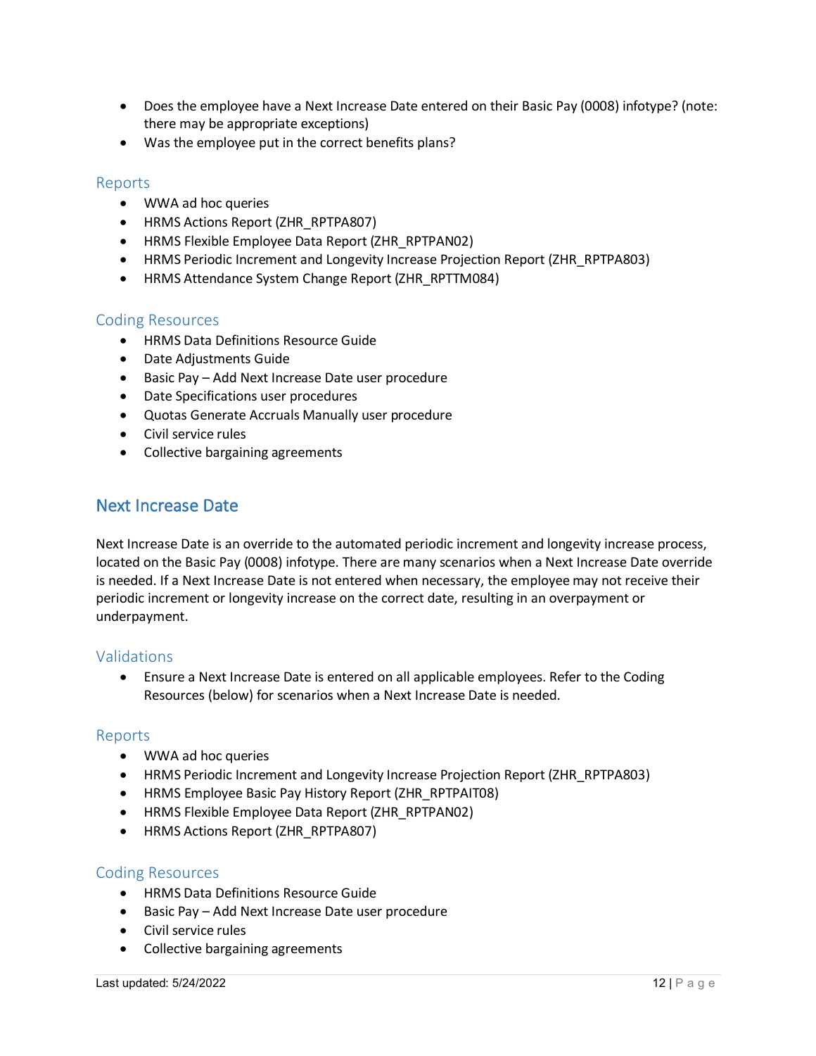- Does the employee have a Next Increase Date entered on their Basic Pay (0008) infotype? (note: there may be appropriate exceptions)
- Was the employee put in the correct benefits plans?

### Reports

- WWA ad hoc queries
- HRMS Actions Report (ZHR_RPTPA807)
- HRMS Flexible Employee Data Report (ZHR_RPTPAN02)
- HRMS Periodic Increment and Longevity Increase Projection Report (ZHR_RPTPA803)
- HRMS Attendance System Change Report (ZHR_RPTTM084)

### Coding Resources

- HRMS Data Definitions Resource Guide
- Date Adjustments Guide
- Basic Pay – Add Next Increase Date user procedure
- Date Specifications user procedures
- Quotas Generate Accruals Manually user procedure
- Civil service rules
- Collective bargaining agreements

## Next Increase Date

Next Increase Date is an override to the automated periodic increment and longevity increase process, located on the Basic Pay (0008) infotype. There are many scenarios when a Next Increase Date override is needed. If a Next Increase Date is not entered when necessary, the employee may not receive their periodic increment or longevity increase on the correct date, resulting in an overpayment or underpayment.

### Validations

- Ensure a Next Increase Date is entered on all applicable employees. Refer to the Coding Resources (below) for scenarios when a Next Increase Date is needed.

### Reports

- WWA ad hoc queries
- HRMS Periodic Increment and Longevity Increase Projection Report (ZHR_RPTPA803)
- HRMS Employee Basic Pay History Report (ZHR_RPTPAIT08)
- HRMS Flexible Employee Data Report (ZHR_RPTPAN02)
- HRMS Actions Report (ZHR_RPTPA807)

### Coding Resources

- HRMS Data Definitions Resource Guide
- Basic Pay – Add Next Increase Date user procedure
- Civil service rules
- Collective bargaining agreements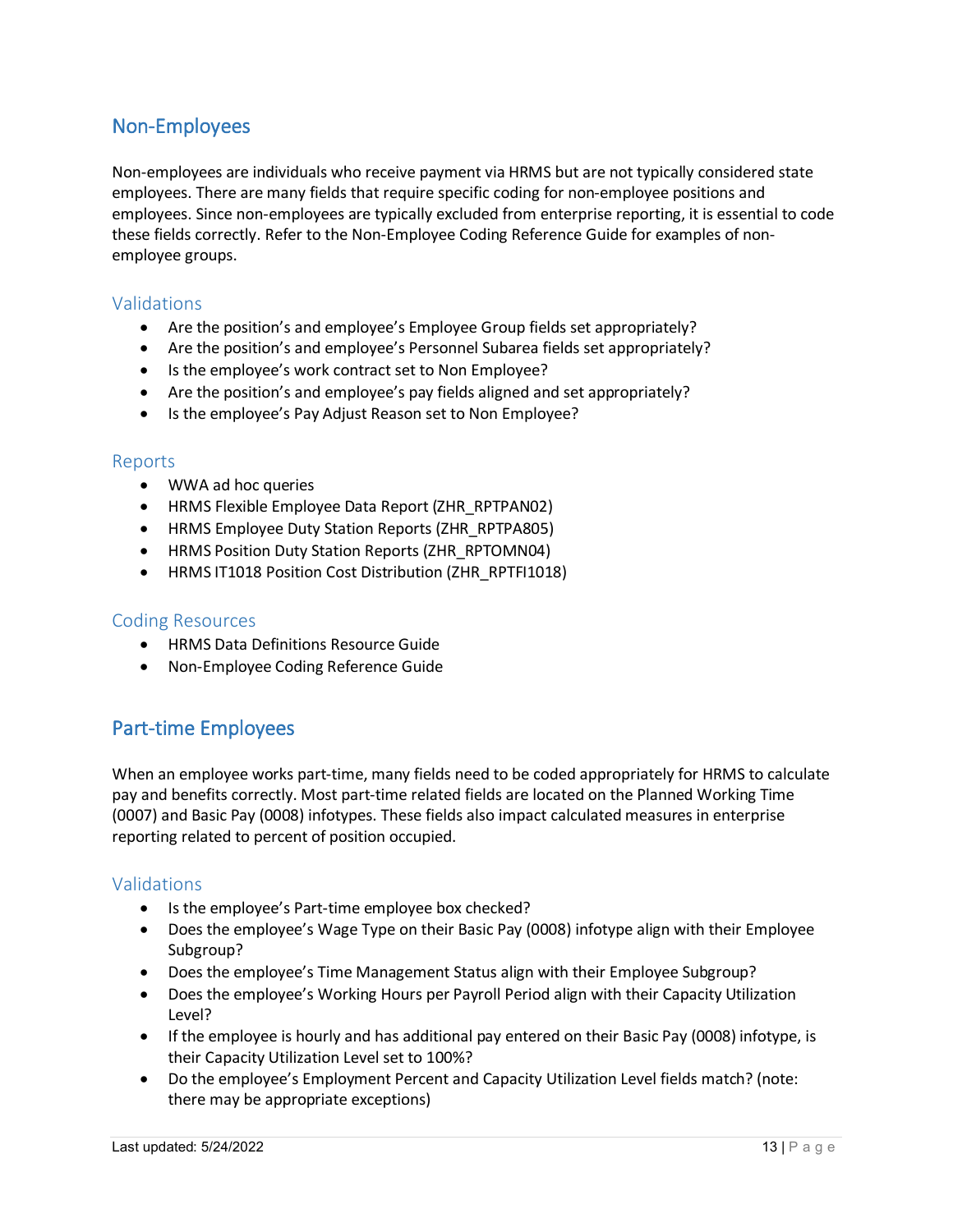## Non-Employees

Non-employees are individuals who receive payment via HRMS but are not typically considered state employees. There are many fields that require specific coding for non-employee positions and employees. Since non-employees are typically excluded from enterprise reporting, it is essential to code these fields correctly. Refer to the Non-Employee Coding Reference Guide for examples of non-employee groups.

### Validations

- Are the position's and employee's Employee Group fields set appropriately?
- Are the position's and employee's Personnel Subarea fields set appropriately?
- Is the employee's work contract set to Non Employee?
- Are the position's and employee's pay fields aligned and set appropriately?
- Is the employee's Pay Adjust Reason set to Non Employee?

### Reports

- WWA ad hoc queries
- HRMS Flexible Employee Data Report (ZHR_RPTPAN02)
- HRMS Employee Duty Station Reports (ZHR_RPTPA805)
- HRMS Position Duty Station Reports (ZHR_RPTOMN04)
- HRMS IT1018 Position Cost Distribution (ZHR_RPTFI1018)

### Coding Resources

- HRMS Data Definitions Resource Guide
- Non-Employee Coding Reference Guide

## Part-time Employees

When an employee works part-time, many fields need to be coded appropriately for HRMS to calculate pay and benefits correctly. Most part-time related fields are located on the Planned Working Time (0007) and Basic Pay (0008) infotypes. These fields also impact calculated measures in enterprise reporting related to percent of position occupied.

### Validations

- Is the employee's Part-time employee box checked?
- Does the employee's Wage Type on their Basic Pay (0008) infotype align with their Employee Subgroup?
- Does the employee's Time Management Status align with their Employee Subgroup?
- Does the employee's Working Hours per Payroll Period align with their Capacity Utilization Level?
- If the employee is hourly and has additional pay entered on their Basic Pay (0008) infotype, is their Capacity Utilization Level set to 100%?
- Do the employee's Employment Percent and Capacity Utilization Level fields match? (note: there may be appropriate exceptions)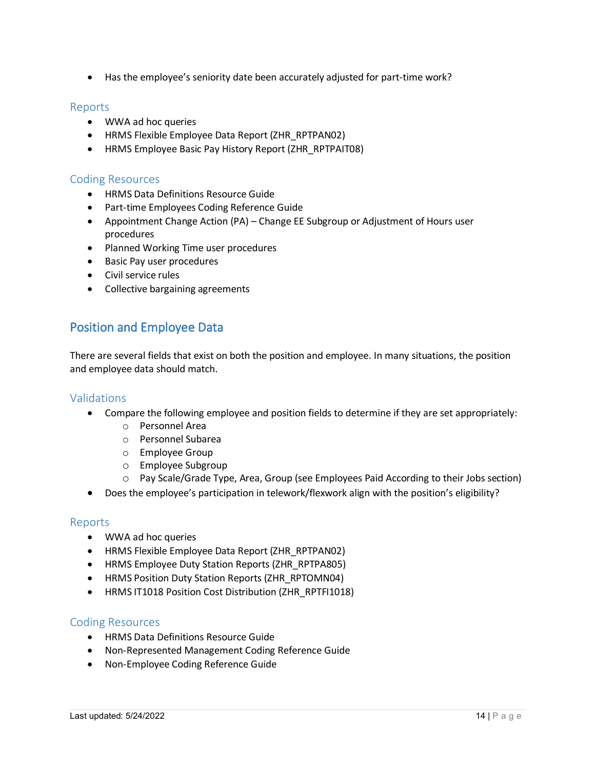- Has the employee's seniority date been accurately adjusted for part-time work?

### Reports

- WWA ad hoc queries
- HRMS Flexible Employee Data Report (ZHR_RPTPAN02)
- HRMS Employee Basic Pay History Report (ZHR_RPTPAIT08)

### Coding Resources

- HRMS Data Definitions Resource Guide
- Part-time Employees Coding Reference Guide
- Appointment Change Action (PA) – Change EE Subgroup or Adjustment of Hours user procedures
- Planned Working Time user procedures
- Basic Pay user procedures
- Civil service rules
- Collective bargaining agreements

## Position and Employee Data

There are several fields that exist on both the position and employee. In many situations, the position and employee data should match.

### Validations

- Compare the following employee and position fields to determine if they are set appropriately:
  - Personnel Area
  - Personnel Subarea
  - Employee Group
  - Employee Subgroup
  - Pay Scale/Grade Type, Area, Group (see Employees Paid According to their Jobs section)
- Does the employee's participation in telework/flexwork align with the position's eligibility?

### Reports

- WWA ad hoc queries
- HRMS Flexible Employee Data Report (ZHR_RPTPAN02)
- HRMS Employee Duty Station Reports (ZHR_RPTPA805)
- HRMS Position Duty Station Reports (ZHR_RPTOMN04)
- HRMS IT1018 Position Cost Distribution (ZHR_RPTFI1018)

### Coding Resources

- HRMS Data Definitions Resource Guide
- Non-Represented Management Coding Reference Guide
- Non-Employee Coding Reference Guide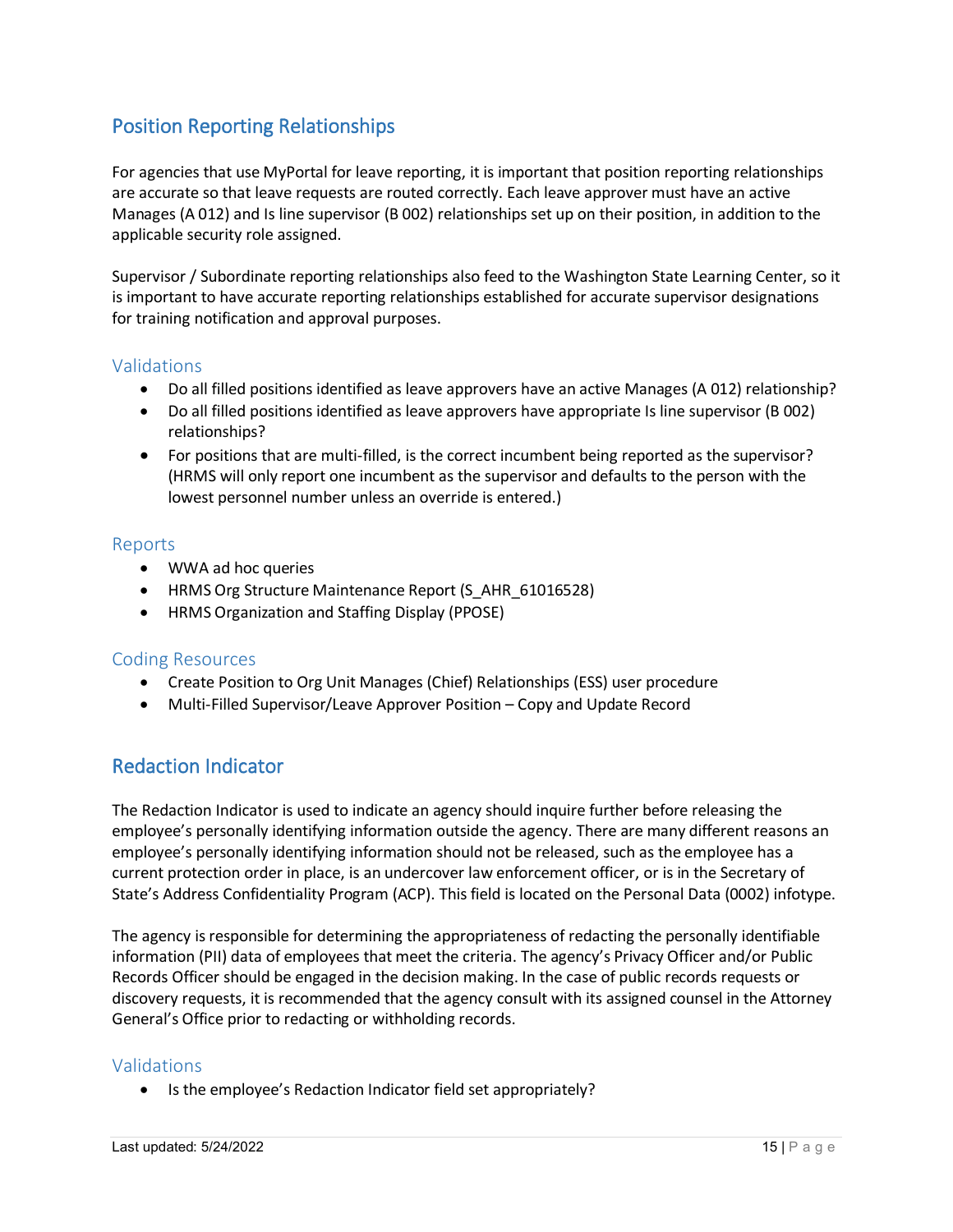## Position Reporting Relationships

For agencies that use MyPortal for leave reporting, it is important that position reporting relationships are accurate so that leave requests are routed correctly. Each leave approver must have an active Manages (A 012) and Is line supervisor (B 002) relationships set up on their position, in addition to the applicable security role assigned.

Supervisor / Subordinate reporting relationships also feed to the Washington State Learning Center, so it is important to have accurate reporting relationships established for accurate supervisor designations for training notification and approval purposes.

### Validations

- Do all filled positions identified as leave approvers have an active Manages (A 012) relationship?
- Do all filled positions identified as leave approvers have appropriate Is line supervisor (B 002) relationships?
- For positions that are multi-filled, is the correct incumbent being reported as the supervisor? (HRMS will only report one incumbent as the supervisor and defaults to the person with the lowest personnel number unless an override is entered.)

### Reports

- WWA ad hoc queries
- HRMS Org Structure Maintenance Report (S_AHR_61016528)
- HRMS Organization and Staffing Display (PPOSE)

### Coding Resources

- Create Position to Org Unit Manages (Chief) Relationships (ESS) user procedure
- Multi-Filled Supervisor/Leave Approver Position – Copy and Update Record

## Redaction Indicator

The Redaction Indicator is used to indicate an agency should inquire further before releasing the employee's personally identifying information outside the agency. There are many different reasons an employee's personally identifying information should not be released, such as the employee has a current protection order in place, is an undercover law enforcement officer, or is in the Secretary of State's Address Confidentiality Program (ACP). This field is located on the Personal Data (0002) infotype.

The agency is responsible for determining the appropriateness of redacting the personally identifiable information (PII) data of employees that meet the criteria. The agency's Privacy Officer and/or Public Records Officer should be engaged in the decision making. In the case of public records requests or discovery requests, it is recommended that the agency consult with its assigned counsel in the Attorney General's Office prior to redacting or withholding records.

### Validations

- Is the employee's Redaction Indicator field set appropriately?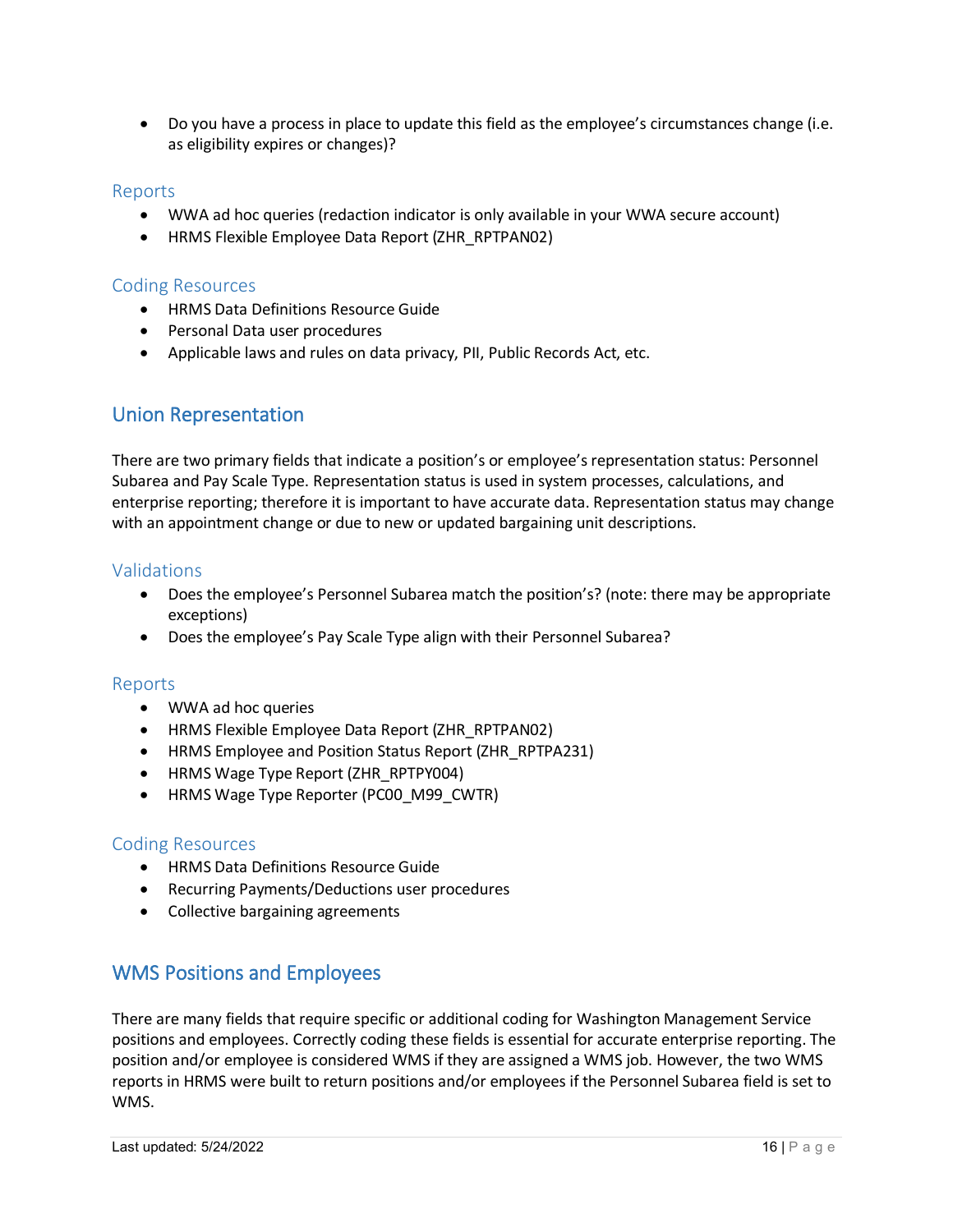- Do you have a process in place to update this field as the employee's circumstances change (i.e. as eligibility expires or changes)?

### Reports

- WWA ad hoc queries (redaction indicator is only available in your WWA secure account)
- HRMS Flexible Employee Data Report (ZHR_RPTPAN02)

### Coding Resources

- HRMS Data Definitions Resource Guide
- Personal Data user procedures
- Applicable laws and rules on data privacy, PII, Public Records Act, etc.

## Union Representation

There are two primary fields that indicate a position's or employee's representation status: Personnel Subarea and Pay Scale Type. Representation status is used in system processes, calculations, and enterprise reporting; therefore it is important to have accurate data. Representation status may change with an appointment change or due to new or updated bargaining unit descriptions.

### Validations

- Does the employee's Personnel Subarea match the position's? (note: there may be appropriate exceptions)
- Does the employee's Pay Scale Type align with their Personnel Subarea?

### Reports

- WWA ad hoc queries
- HRMS Flexible Employee Data Report (ZHR_RPTPAN02)
- HRMS Employee and Position Status Report (ZHR_RPTPA231)
- HRMS Wage Type Report (ZHR_RPTPY004)
- HRMS Wage Type Reporter (PC00_M99_CWTR)

### Coding Resources

- HRMS Data Definitions Resource Guide
- Recurring Payments/Deductions user procedures
- Collective bargaining agreements

## WMS Positions and Employees

There are many fields that require specific or additional coding for Washington Management Service positions and employees. Correctly coding these fields is essential for accurate enterprise reporting. The position and/or employee is considered WMS if they are assigned a WMS job. However, the two WMS reports in HRMS were built to return positions and/or employees if the Personnel Subarea field is set to WMS.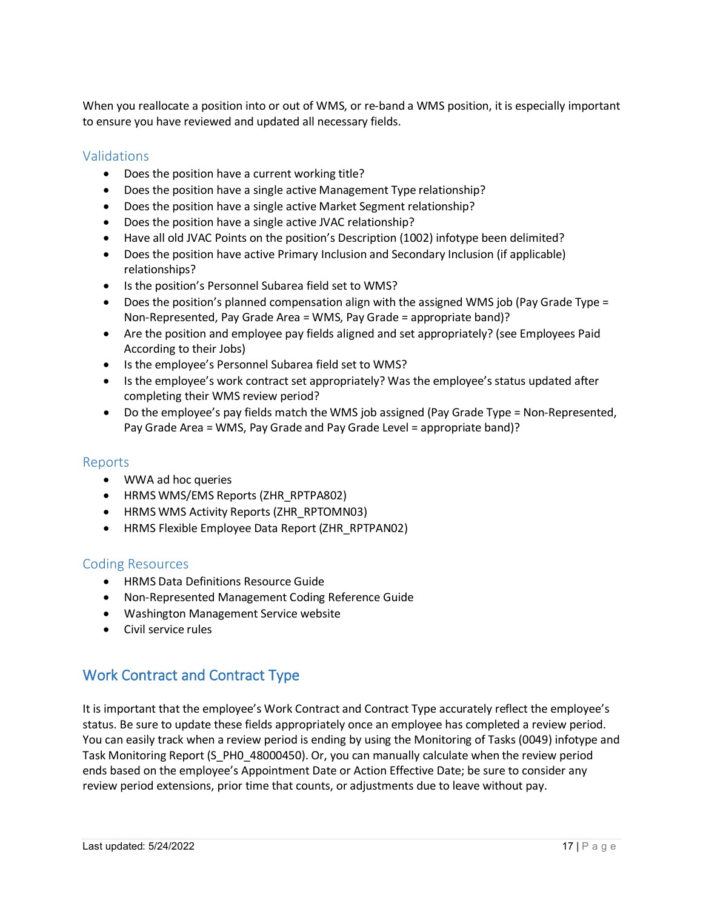When you reallocate a position into or out of WMS, or re-band a WMS position, it is especially important to ensure you have reviewed and updated all necessary fields.

### Validations

- Does the position have a current working title?
- Does the position have a single active Management Type relationship?
- Does the position have a single active Market Segment relationship?
- Does the position have a single active JVAC relationship?
- Have all old JVAC Points on the position's Description (1002) infotype been delimited?
- Does the position have active Primary Inclusion and Secondary Inclusion (if applicable) relationships?
- Is the position's Personnel Subarea field set to WMS?
- Does the position's planned compensation align with the assigned WMS job (Pay Grade Type = Non-Represented, Pay Grade Area = WMS, Pay Grade = appropriate band)?
- Are the position and employee pay fields aligned and set appropriately? (see Employees Paid According to their Jobs)
- Is the employee's Personnel Subarea field set to WMS?
- Is the employee's work contract set appropriately? Was the employee's status updated after completing their WMS review period?
- Do the employee's pay fields match the WMS job assigned (Pay Grade Type = Non-Represented, Pay Grade Area = WMS, Pay Grade and Pay Grade Level = appropriate band)?

### Reports

- WWA ad hoc queries
- HRMS WMS/EMS Reports (ZHR_RPTPA802)
- HRMS WMS Activity Reports (ZHR_RPTOMN03)
- HRMS Flexible Employee Data Report (ZHR_RPTPAN02)

### Coding Resources

- HRMS Data Definitions Resource Guide
- Non-Represented Management Coding Reference Guide
- Washington Management Service website
- Civil service rules

## Work Contract and Contract Type

It is important that the employee's Work Contract and Contract Type accurately reflect the employee's status. Be sure to update these fields appropriately once an employee has completed a review period. You can easily track when a review period is ending by using the Monitoring of Tasks (0049) infotype and Task Monitoring Report (S_PH0_48000450). Or, you can manually calculate when the review period ends based on the employee's Appointment Date or Action Effective Date; be sure to consider any review period extensions, prior time that counts, or adjustments due to leave without pay.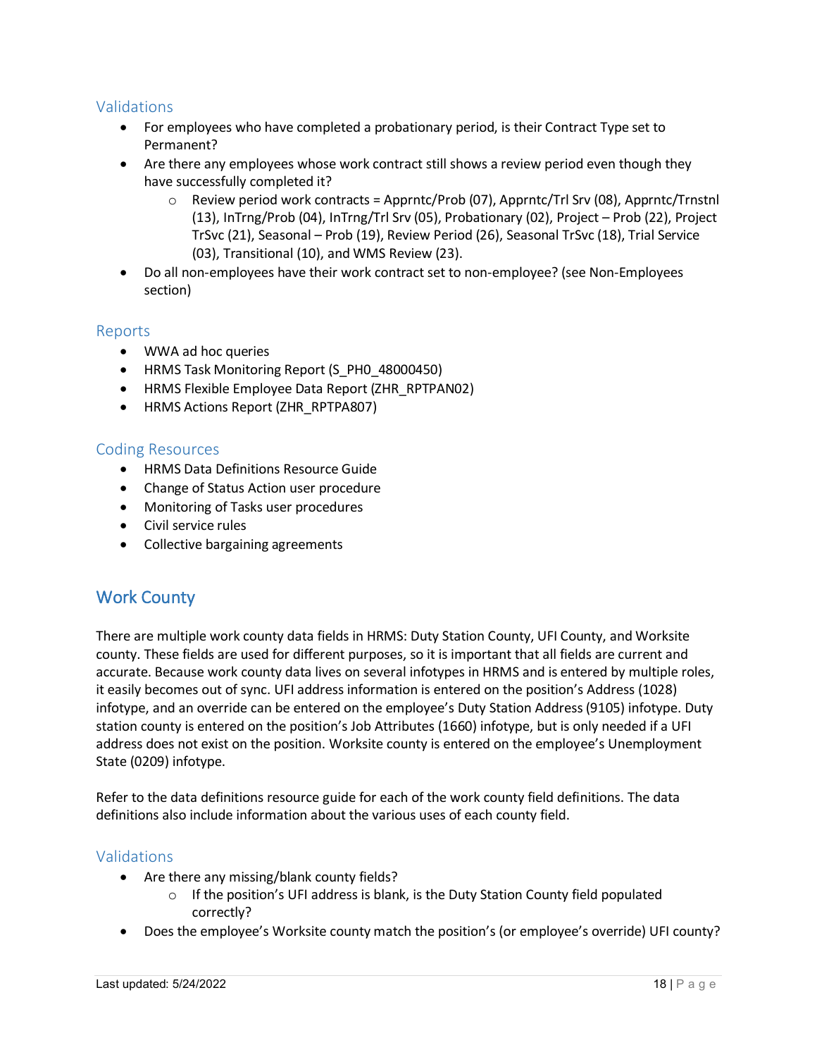### Validations

- For employees who have completed a probationary period, is their Contract Type set to Permanent?
- Are there any employees whose work contract still shows a review period even though they have successfully completed it?
  - Review period work contracts = Apprntc/Prob (07), Apprntc/Trl Srv (08), Apprntc/Trnstnl (13), InTrng/Prob (04), InTrng/Trl Srv (05), Probationary (02), Project – Prob (22), Project TrSvc (21), Seasonal – Prob (19), Review Period (26), Seasonal TrSvc (18), Trial Service (03), Transitional (10), and WMS Review (23).
- Do all non-employees have their work contract set to non-employee? (see Non-Employees section)

### Reports

- WWA ad hoc queries
- HRMS Task Monitoring Report (S_PH0_48000450)
- HRMS Flexible Employee Data Report (ZHR_RPTPAN02)
- HRMS Actions Report (ZHR_RPTPA807)

### Coding Resources

- HRMS Data Definitions Resource Guide
- Change of Status Action user procedure
- Monitoring of Tasks user procedures
- Civil service rules
- Collective bargaining agreements

## Work County

There are multiple work county data fields in HRMS: Duty Station County, UFI County, and Worksite county. These fields are used for different purposes, so it is important that all fields are current and accurate. Because work county data lives on several infotypes in HRMS and is entered by multiple roles, it easily becomes out of sync. UFI address information is entered on the position's Address (1028) infotype, and an override can be entered on the employee's Duty Station Address (9105) infotype. Duty station county is entered on the position's Job Attributes (1660) infotype, but is only needed if a UFI address does not exist on the position. Worksite county is entered on the employee's Unemployment State (0209) infotype.

Refer to the data definitions resource guide for each of the work county field definitions. The data definitions also include information about the various uses of each county field.

### Validations

- Are there any missing/blank county fields?
  - If the position's UFI address is blank, is the Duty Station County field populated correctly?
- Does the employee's Worksite county match the position's (or employee's override) UFI county?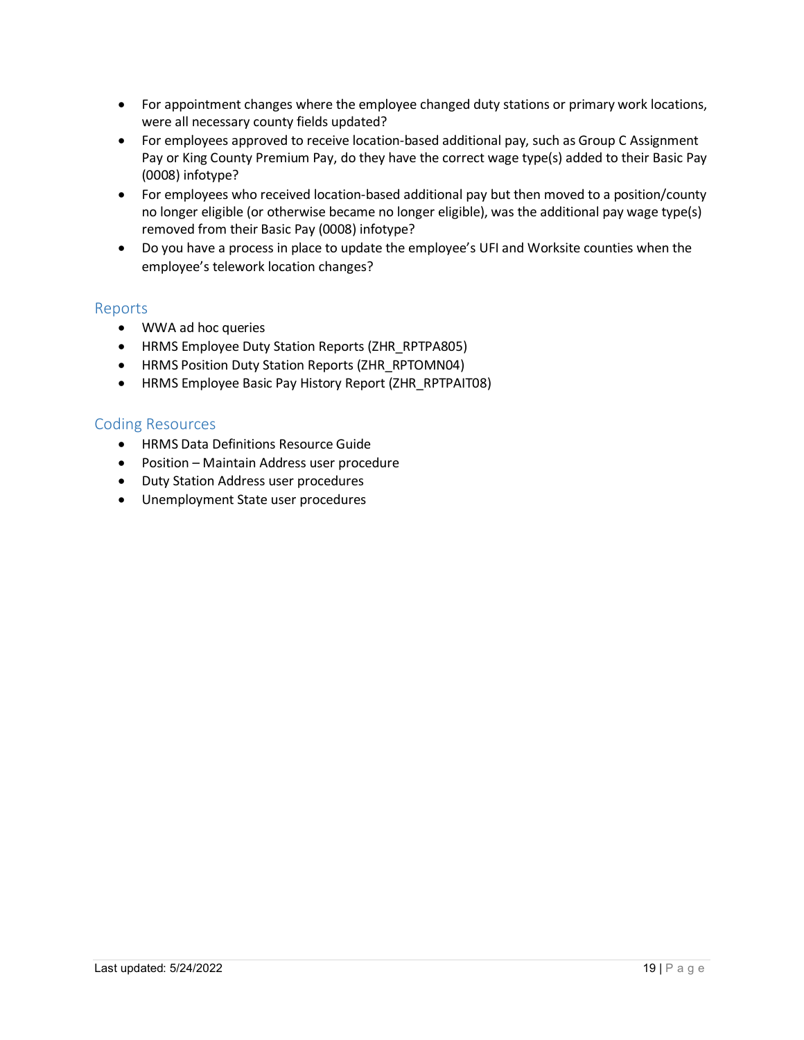- For appointment changes where the employee changed duty stations or primary work locations, were all necessary county fields updated?
- For employees approved to receive location-based additional pay, such as Group C Assignment Pay or King County Premium Pay, do they have the correct wage type(s) added to their Basic Pay (0008) infotype?
- For employees who received location-based additional pay but then moved to a position/county no longer eligible (or otherwise became no longer eligible), was the additional pay wage type(s) removed from their Basic Pay (0008) infotype?
- Do you have a process in place to update the employee's UFI and Worksite counties when the employee's telework location changes?

## Reports

- WWA ad hoc queries
- HRMS Employee Duty Station Reports (ZHR_RPTPA805)
- HRMS Position Duty Station Reports (ZHR_RPTOMN04)
- HRMS Employee Basic Pay History Report (ZHR_RPTPAIT08)

## Coding Resources

- HRMS Data Definitions Resource Guide
- Position – Maintain Address user procedure
- Duty Station Address user procedures
- Unemployment State user procedures